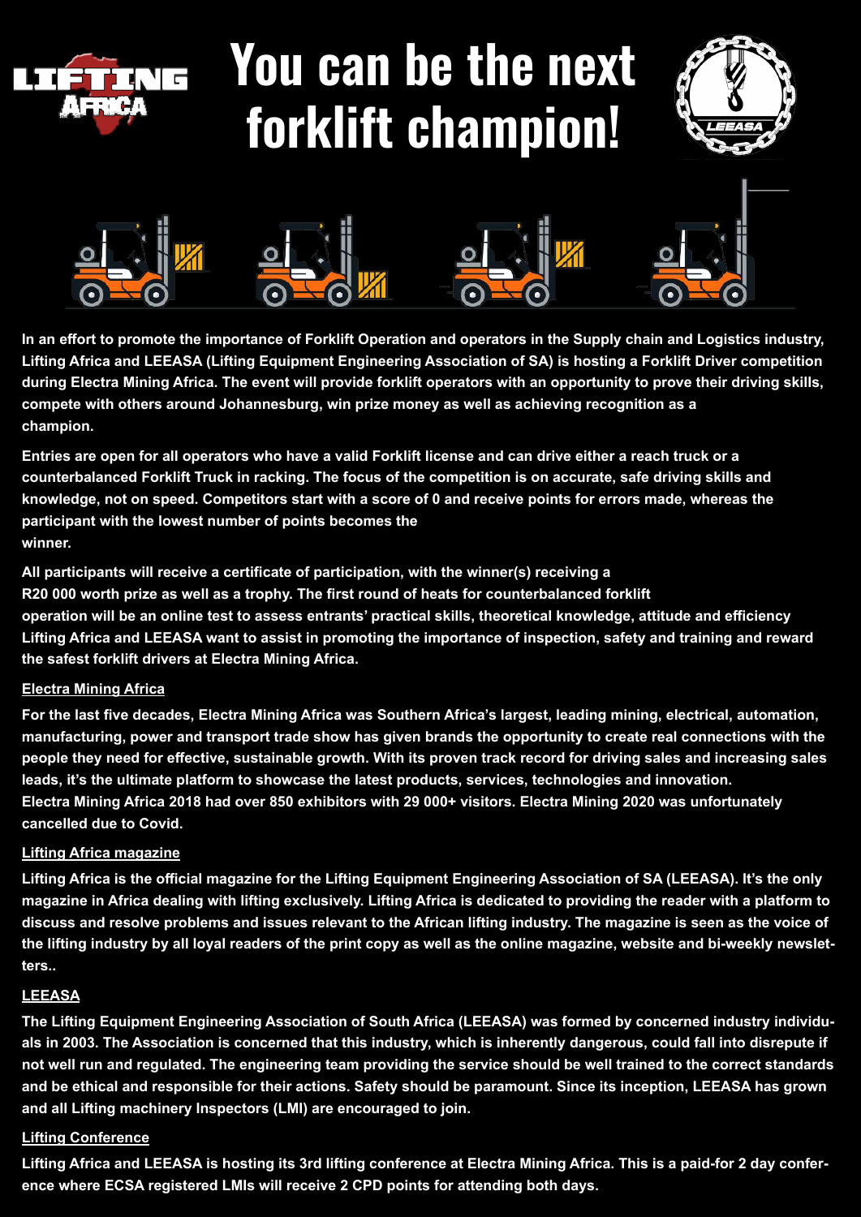# You can be the next forklift champion!

**In an effort to promote the importance of Forklift Operation and operators in the Supply chain and Logistics industry, Lifting Africa and LEEASA (Lifting Equipment Engineering Association of SA) is hosting a Forklift Driver competition during Electra Mining Africa. The event will provide forklift operators with an opportunity to prove their driving skills, compete with others around Johannesburg, win prize money as well as achieving recognition as a champion.**

**Entries are open for all operators who have a valid Forklift license and can drive either a reach truck or a counterbalanced Forklift Truck in racking. The focus of the competition is on accurate, safe driving skills and knowledge, not on speed. Competitors start with a score of 0 and receive points for errors made, whereas the participant with the lowest number of points becomes the winner.**

**All participants will receive a certificate of participation, with the winner(s) receiving a R20 000 worth prize as well as a trophy. The first round of heats for counterbalanced forklift operation will be an online test to assess entrants' practical skills, theoretical knowledge, attitude and efficiency Lifting Africa and LEEASA want to assist in promoting the importance of inspection, safety and training and reward the safest forklift drivers at Electra Mining Africa.**

## Electra Mining Africa

**For the last five decades, Electra Mining Africa was Southern Africa's largest, leading mining, electrical, automation, manufacturing, power and transport trade show has given brands the opportunity to create real connections with the people they need for effective, sustainable growth. With its proven track record for driving sales and increasing sales leads, it's the ultimate platform to showcase the latest products, services, technologies and innovation. Electra Mining Africa 2018 had over 850 exhibitors with 29 000+ visitors. Electra Mining 2020 was unfortunately cancelled due to Covid.**

## Lifting Africa magazine

**Lifting Africa is the official magazine for the Lifting Equipment Engineering Association of SA (LEEASA). It's the only magazine in Africa dealing with lifting exclusively. Lifting Africa is dedicated to providing the reader with a platform to discuss and resolve problems and issues relevant to the African lifting industry. The magazine is seen as the voice of the lifting industry by all loyal readers of the print copy as well as the online magazine, website and bi-weekly newsletters..**

## LEEASA

**The Lifting Equipment Engineering Association of South Africa (LEEASA) was formed by concerned industry individuals in 2003. The Association is concerned that this industry, which is inherently dangerous, could fall into disrepute if not well run and regulated. The engineering team providing the service should be well trained to the correct standards and be ethical and responsible for their actions. Safety should be paramount. Since its inception, LEEASA has grown and all Lifting machinery Inspectors (LMI) are encouraged to join.**

## Lifting Conference

**Lifting Africa and LEEASA is hosting its 3rd lifting conference at Electra Mining Africa. This is a paid-for 2 day conference where ECSA registered LMIs will receive 2 CPD points for attending both days.**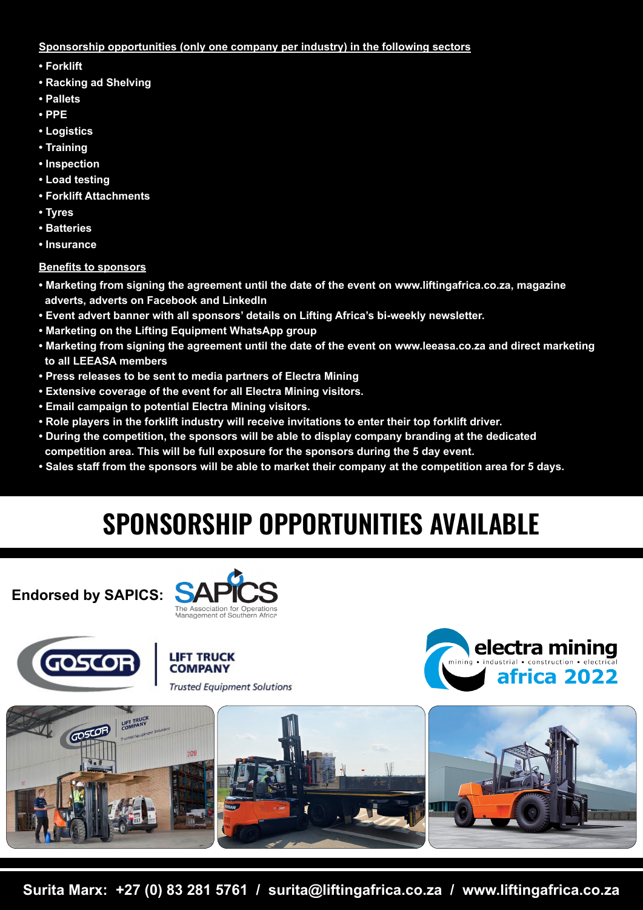**Sponsorship opportunities (only one company per industry) in the following sectors**

- Forklift
- Racking ad Shelving
- Pallets
- PPE
- Logistics
- Training
- Inspection
- Load testing
- Forklift Attachments
- Tyres
- Batteries
- Insurance

**Benefits to sponsors**

- Marketing from signing the agreement until the date of the event on www.liftingafrica.co.za, magazine adverts, adverts on Facebook and LinkedIn
- Event advert banner with all sponsors' details on Lifting Africa's bi-weekly newsletter.
- Marketing on the Lifting Equipment WhatsApp group
- Marketing from signing the agreement until the date of the event on www.leeasa.co.za and direct marketing to all LEEASA members
- Press releases to be sent to media partners of Electra Mining
- Extensive coverage of the event for all Electra Mining visitors.
- Email campaign to potential Electra Mining visitors.
- Role players in the forklift industry will receive invitations to enter their top forklift driver.
- During the competition, the sponsors will be able to display company branding at the dedicated competition area. This will be full exposure for the sponsors during the 5 day event.
- Sales staff from the sponsors will be able to market their company at the competition area for 5 days.

# SPONSORSHIP OPPORTUNITIES AVAILABLE

**Endorsed by SAPICS:** SAPICS The Association for Operations Management of Southern Africa

GOSCOR LIFT TRUCK COMPANY *Trusted Equipment Solutions*

electra mining africa 2022 — mining • industrial • construction • electrical

**Surita Marx: +27 (0) 83 281 5761 / surita@liftingafrica.co.za / www.liftingafrica.co.za**